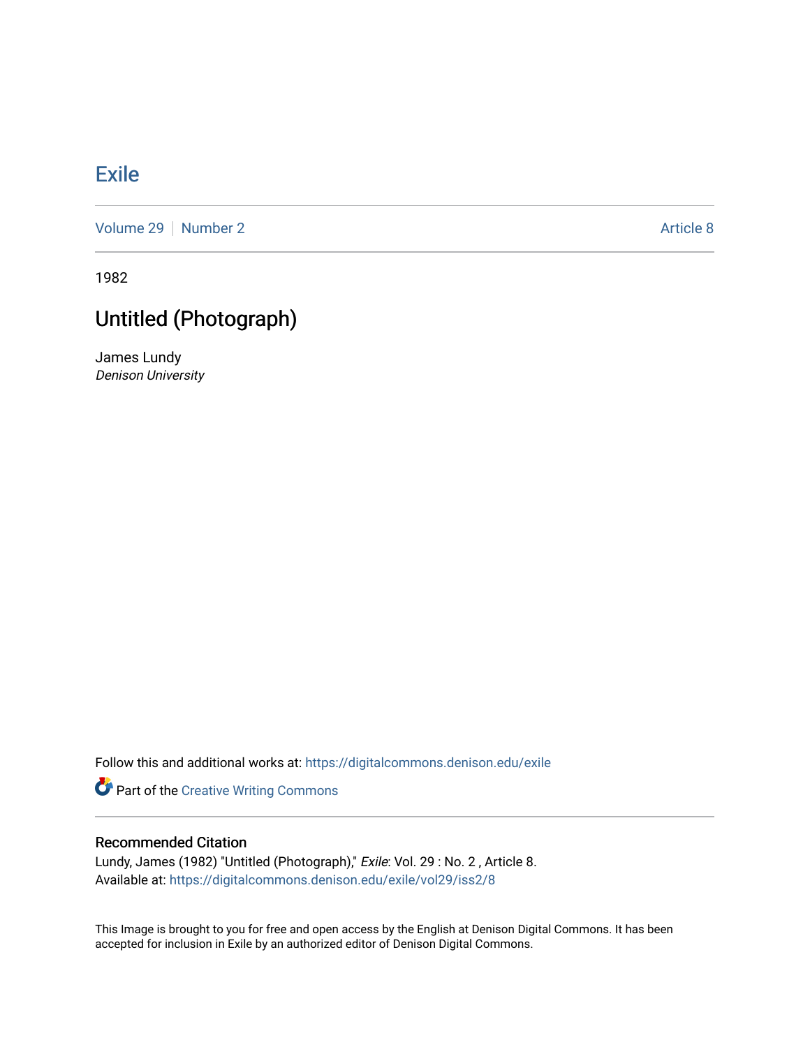# Exile

Volume 29 | Number 2 | Article 8

1982

## Untitled (Photograph)

James Lundy
*Denison University*

Follow this and additional works at: https://digitalcommons.denison.edu/exile

Part of the Creative Writing Commons

### Recommended Citation

Lundy, James (1982) "Untitled (Photograph)," *Exile*: Vol. 29 : No. 2 , Article 8.
Available at: https://digitalcommons.denison.edu/exile/vol29/iss2/8

This Image is brought to you for free and open access by the English at Denison Digital Commons. It has been accepted for inclusion in Exile by an authorized editor of Denison Digital Commons.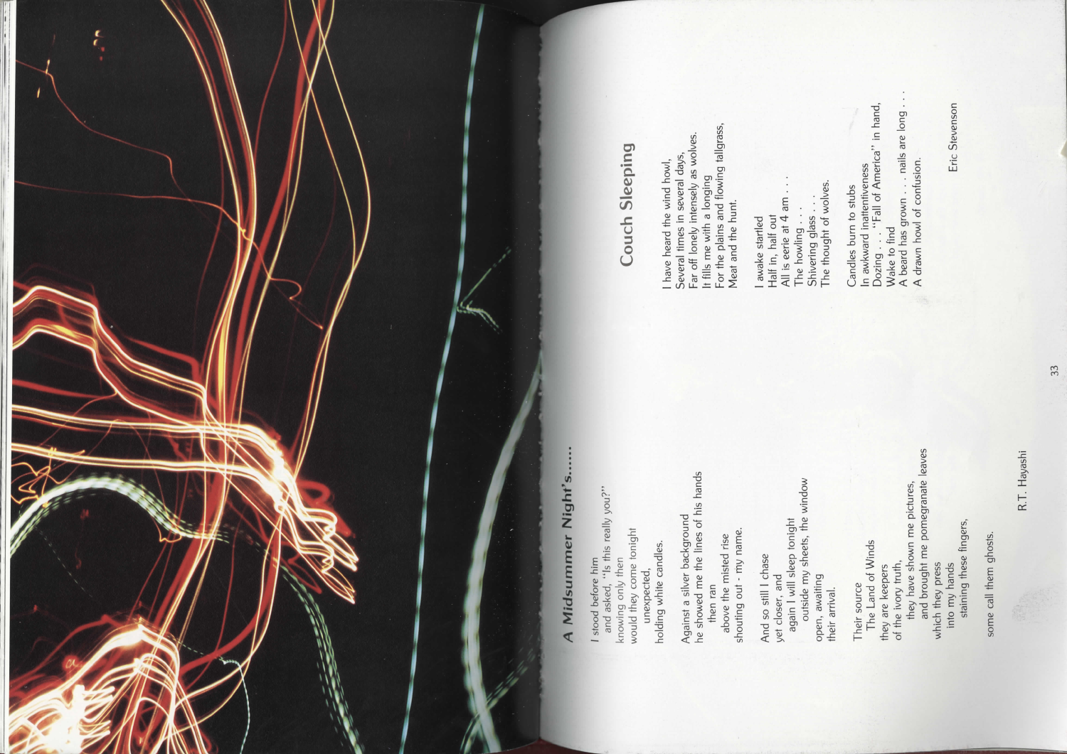## A Midsummer Night's.....

I stood before him
 and asked, "Is this really you?"
knowing only then
would they come tonight
 unexpected,
holding white candles.

Against a silver background
he showed me the lines of his hands
 then ran
 above the misted rise
shouting out - my name.

And so still I chase
yet closer, and
 again I will sleep tonight
 outside my sheets, the window
open, awaiting
their arrival.

Their source
 The Land of Winds
they are keepers
of the ivory truth,
 they have shown me pictures,
 and brought me pomegranate leaves
which they press
 into my hands
 staining these fingers,

some call them ghosts.

R.T. Hayashi

## Couch Sleeping

I have heard the wind howl,
Several times in several days,
Far off lonely intensely as wolves.
It fills me with a longing
For the plains and flowing tallgrass,
Meat and the hunt.

I awake startled
Half in, half out
All is eerie at 4 am . . .
The howling . . .
Shivering glass . . .
The thought of wolves.

Candles burn to stubs
In awkward inattentiveness
Dozing . . . "Fall of America" in hand,
Wake to find
A beard has grown . . . nails are long . . .
A drawn howl of confusion.

Eric Stevenson